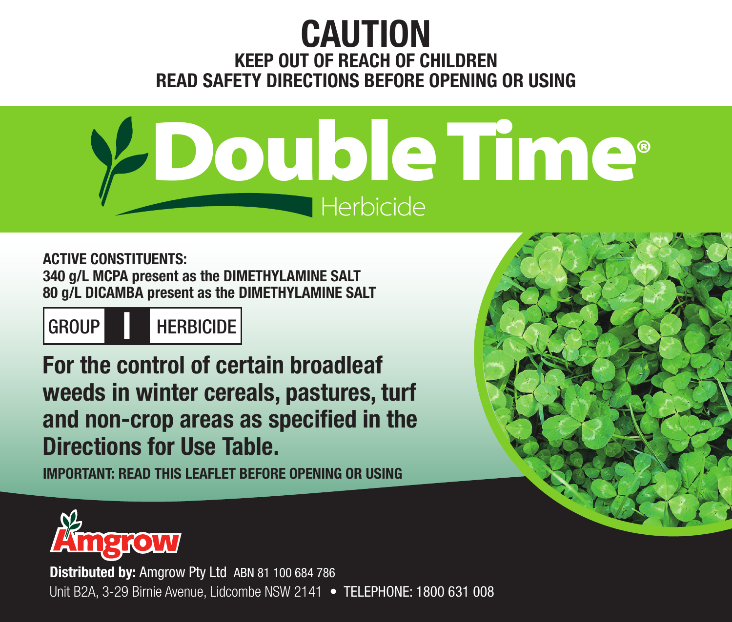# CAUTION

**KEEP OUT OF REACH OF CHILDREN**

**READ SAFETY DIRECTIONS BEFORE OPENING OR USING**

# Double Time®

Herbicide

**ACTIVE CONSTITUENTS:**
**340 g/L MCPA present as the DIMETHYLAMINE SALT**
**80 g/L DICAMBA present as the DIMETHYLAMINE SALT**

| GROUP | I | HERBICIDE |
|---|---|---|

## For the control of certain broadleaf weeds in winter cereals, pastures, turf and non-crop areas as specified in the Directions for Use Table.

**IMPORTANT: READ THIS LEAFLET BEFORE OPENING OR USING**

Amgrow

**Distributed by:** Amgrow Pty Ltd ABN 81 100 684 786
Unit B2A, 3-29 Birnie Avenue, Lidcombe NSW 2141 • TELEPHONE: 1800 631 008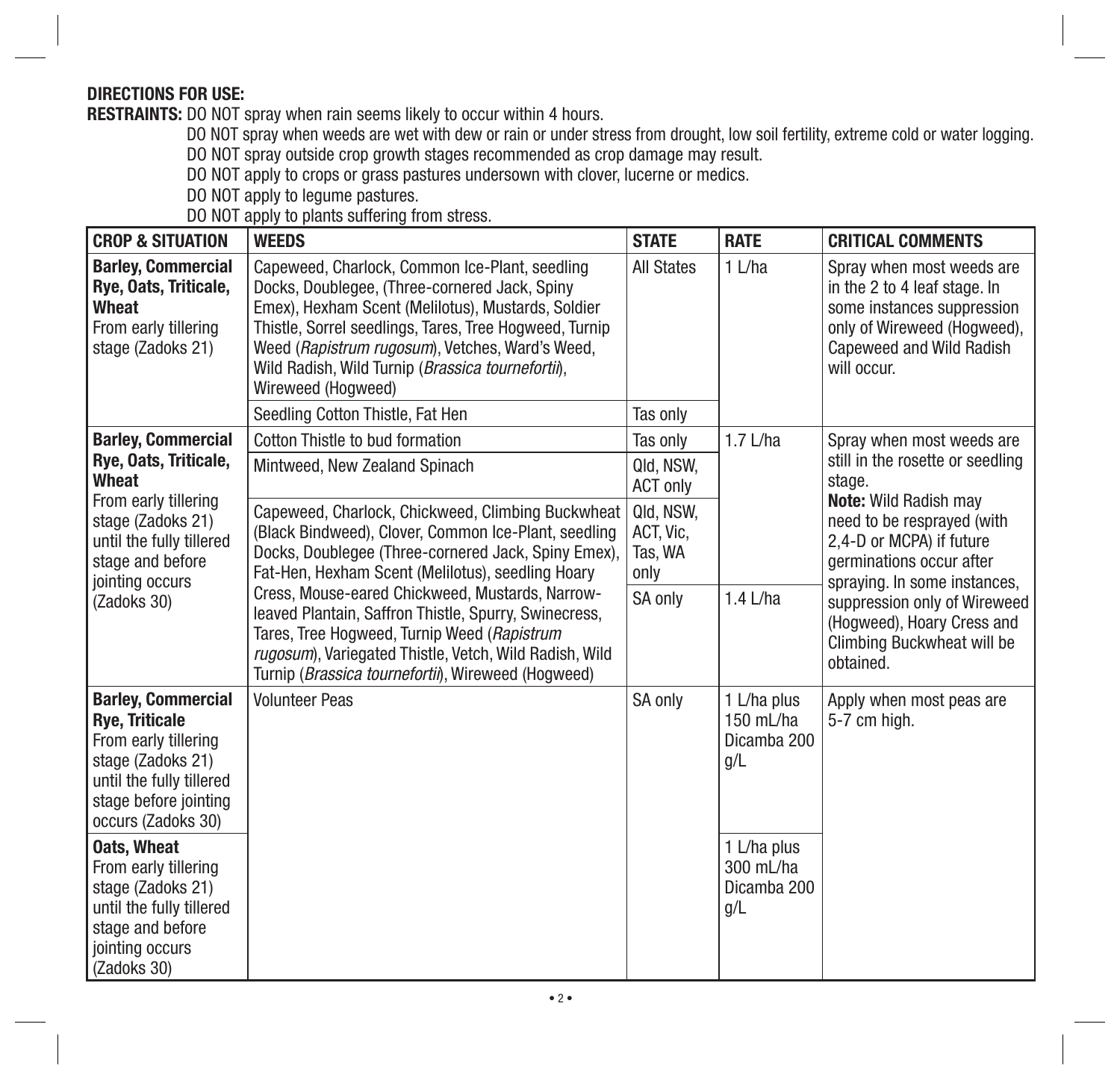**DIRECTIONS FOR USE:**

**RESTRAINTS:** DO NOT spray when rain seems likely to occur within 4 hours.

DO NOT spray when weeds are wet with dew or rain or under stress from drought, low soil fertility, extreme cold or water logging.

DO NOT spray outside crop growth stages recommended as crop damage may result.

DO NOT apply to crops or grass pastures undersown with clover, lucerne or medics.

DO NOT apply to legume pastures.

DO NOT apply to plants suffering from stress.

| CROP & SITUATION | WEEDS | STATE | RATE | CRITICAL COMMENTS |
|---|---|---|---|---|
| **Barley, Commercial Rye, Oats, Triticale, Wheat** From early tillering stage (Zadoks 21) | Capeweed, Charlock, Common Ice-Plant, seedling Docks, Doublegee, (Three-cornered Jack, Spiny Emex), Hexham Scent (Melilotus), Mustards, Soldier Thistle, Sorrel seedlings, Tares, Tree Hogweed, Turnip Weed (*Rapistrum rugosum*), Vetches, Ward's Weed, Wild Radish, Wild Turnip (*Brassica tournefortii*), Wireweed (Hogweed) | All States | 1 L/ha | Spray when most weeds are in the 2 to 4 leaf stage. In some instances suppression only of Wireweed (Hogweed), Capeweed and Wild Radish will occur. |
| | Seedling Cotton Thistle, Fat Hen | Tas only | | |
| **Barley, Commercial Rye, Oats, Triticale, Wheat** From early tillering stage (Zadoks 21) until the fully tillered stage and before jointing occurs (Zadoks 30) | Cotton Thistle to bud formation | Tas only | 1.7 L/ha | Spray when most weeds are still in the rosette or seedling stage. **Note:** Wild Radish may need to be resprayed (with 2,4-D or MCPA) if future germinations occur after spraying. In some instances, suppression only of Wireweed (Hogweed), Hoary Cress and Climbing Buckwheat will be obtained. |
| | Mintweed, New Zealand Spinach | Qld, NSW, ACT only | | |
| | Capeweed, Charlock, Chickweed, Climbing Buckwheat (Black Bindweed), Clover, Common Ice-Plant, seedling Docks, Doublegee (Three-cornered Jack, Spiny Emex), Fat-Hen, Hexham Scent (Melilotus), seedling Hoary Cress, Mouse-eared Chickweed, Mustards, Narrow-leaved Plantain, Saffron Thistle, Spurry, Swinecress, Tares, Tree Hogweed, Turnip Weed (*Rapistrum rugosum*), Variegated Thistle, Vetch, Wild Radish, Wild Turnip (*Brassica tournefortii*), Wireweed (Hogweed) | Qld, NSW, ACT, Vic, Tas, WA only | | |
| | | SA only | 1.4 L/ha | |
| **Barley, Commercial Rye, Triticale** From early tillering stage (Zadoks 21) until the fully tillered stage before jointing occurs (Zadoks 30) | Volunteer Peas | SA only | 1 L/ha plus 150 mL/ha Dicamba 200 g/L | Apply when most peas are 5-7 cm high. |
| **Oats, Wheat** From early tillering stage (Zadoks 21) until the fully tillered stage and before jointing occurs (Zadoks 30) | | | 1 L/ha plus 300 mL/ha Dicamba 200 g/L | |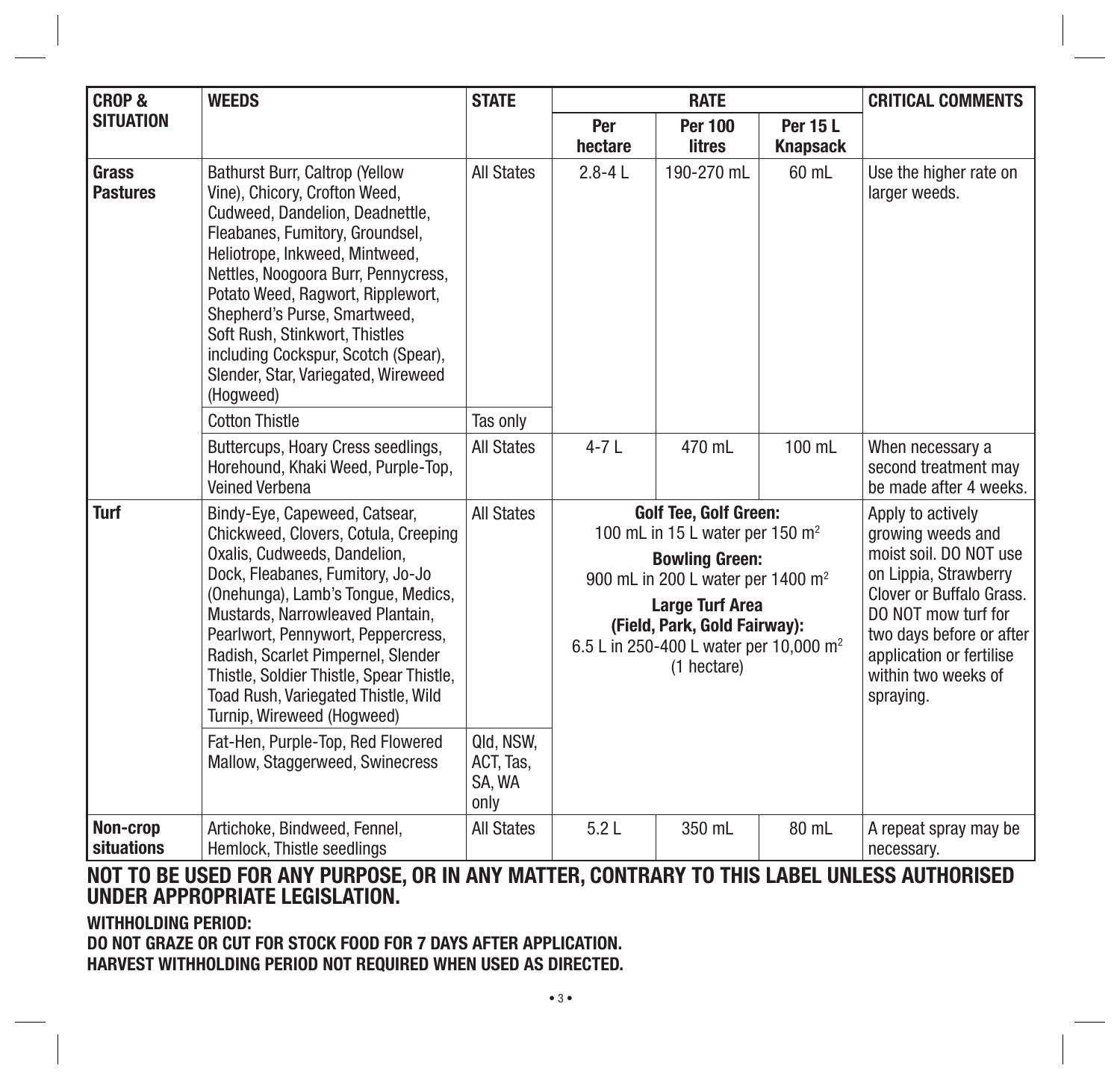| CROP & SITUATION | WEEDS | STATE | RATE | | | CRITICAL COMMENTS |
|---|---|---|---|---|---|---|
| | | | Per hectare | Per 100 litres | Per 15 L Knapsack | |
| **Grass Pastures** | Bathurst Burr, Caltrop (Yellow Vine), Chicory, Crofton Weed, Cudweed, Dandelion, Deadnettle, Fleabanes, Fumitory, Groundsel, Heliotrope, Inkweed, Mintweed, Nettles, Noogoora Burr, Pennycress, Potato Weed, Ragwort, Ripplewort, Shepherd's Purse, Smartweed, Soft Rush, Stinkwort, Thistles including Cockspur, Scotch (Spear), Slender, Star, Variegated, Wireweed (Hogweed) | All States | 2.8-4 L | 190-270 mL | 60 mL | Use the higher rate on larger weeds. |
| | Cotton Thistle | Tas only | | | | |
| | Buttercups, Hoary Cress seedlings, Horehound, Khaki Weed, Purple-Top, Veined Verbena | All States | 4-7 L | 470 mL | 100 mL | When necessary a second treatment may be made after 4 weeks. |
| **Turf** | Bindy-Eye, Capeweed, Catsear, Chickweed, Clovers, Cotula, Creeping Oxalis, Cudweeds, Dandelion, Dock, Fleabanes, Fumitory, Jo-Jo (Onehunga), Lamb's Tongue, Medics, Mustards, Narrowleaved Plantain, Pearlwort, Pennywort, Peppercress, Radish, Scarlet Pimpernel, Slender Thistle, Soldier Thistle, Spear Thistle, Toad Rush, Variegated Thistle, Wild Turnip, Wireweed (Hogweed) | All States | **Golf Tee, Golf Green:** 100 mL in 15 L water per 150 m$^2$ **Bowling Green:** 900 mL in 200 L water per 1400 m$^2$ **Large Turf Area (Field, Park, Gold Fairway):** 6.5 L in 250-400 L water per 10,000 m$^2$ (1 hectare) | | | Apply to actively growing weeds and moist soil. DO NOT use on Lippia, Strawberry Clover or Buffalo Grass. DO NOT mow turf for two days before or after application or fertilise within two weeks of spraying. |
| | Fat-Hen, Purple-Top, Red Flowered Mallow, Staggerweed, Swinecress | Qld, NSW, ACT, Tas, SA, WA only | | | | |
| **Non-crop situations** | Artichoke, Bindweed, Fennel, Hemlock, Thistle seedlings | All States | 5.2 L | 350 mL | 80 mL | A repeat spray may be necessary. |

**NOT TO BE USED FOR ANY PURPOSE, OR IN ANY MATTER, CONTRARY TO THIS LABEL UNLESS AUTHORISED UNDER APPROPRIATE LEGISLATION.**

**WITHHOLDING PERIOD:**

**DO NOT GRAZE OR CUT FOR STOCK FOOD FOR 7 DAYS AFTER APPLICATION.**

**HARVEST WITHHOLDING PERIOD NOT REQUIRED WHEN USED AS DIRECTED.**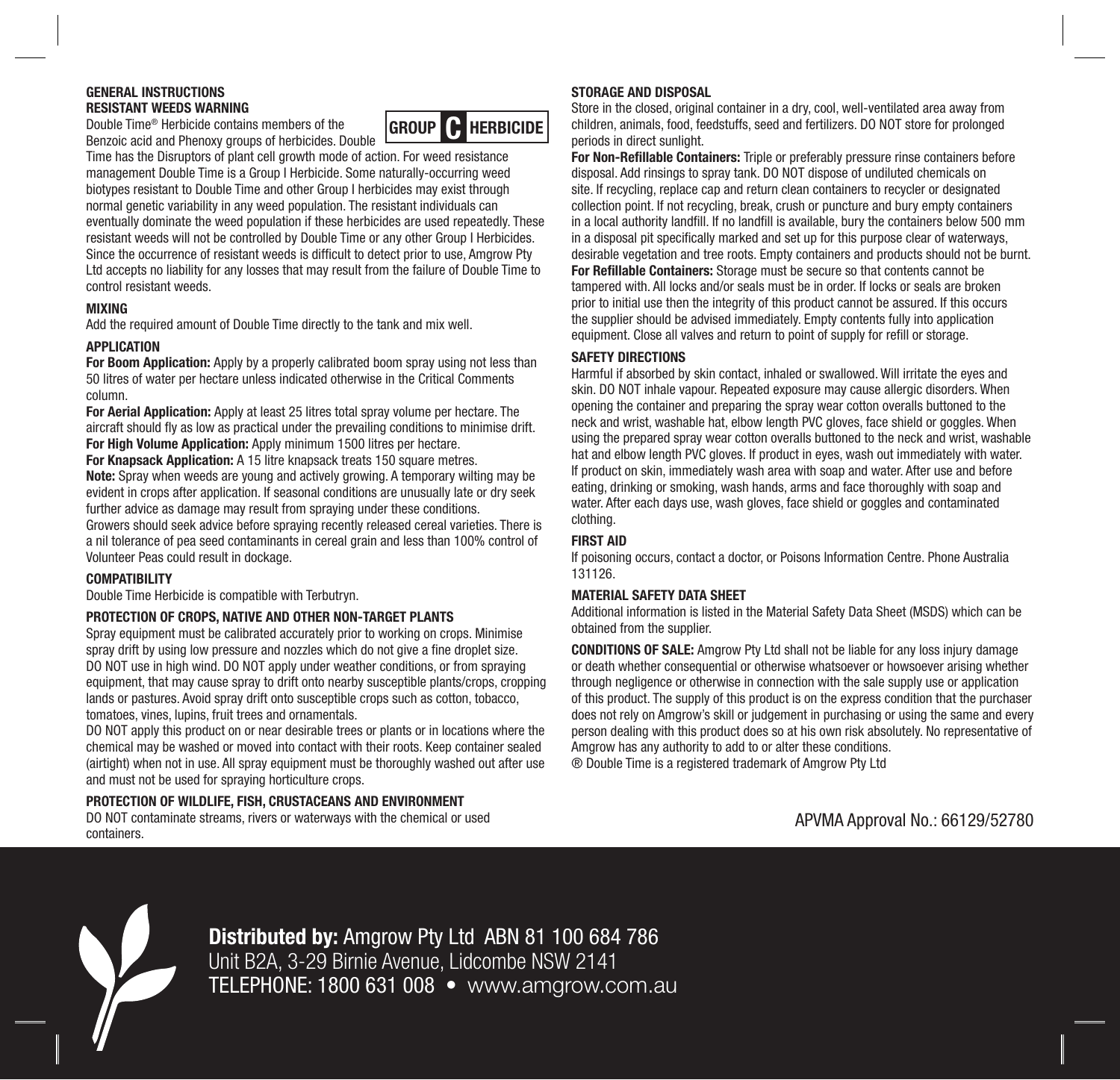## GENERAL INSTRUCTIONS

### RESISTANT WEEDS WARNING

**GROUP C HERBICIDE**

Double Time® Herbicide contains members of the Benzoic acid and Phenoxy groups of herbicides. Double Time has the Disruptors of plant cell growth mode of action. For weed resistance management Double Time is a Group I Herbicide. Some naturally-occurring weed biotypes resistant to Double Time and other Group I herbicides may exist through normal genetic variability in any weed population. The resistant individuals can eventually dominate the weed population if these herbicides are used repeatedly. These resistant weeds will not be controlled by Double Time or any other Group I Herbicides. Since the occurrence of resistant weeds is difficult to detect prior to use, Amgrow Pty Ltd accepts no liability for any losses that may result from the failure of Double Time to control resistant weeds.

### MIXING

Add the required amount of Double Time directly to the tank and mix well.

### APPLICATION

**For Boom Application:** Apply by a properly calibrated boom spray using not less than 50 litres of water per hectare unless indicated otherwise in the Critical Comments column.

**For Aerial Application:** Apply at least 25 litres total spray volume per hectare. The aircraft should fly as low as practical under the prevailing conditions to minimise drift.

**For High Volume Application:** Apply minimum 1500 litres per hectare.

**For Knapsack Application:** A 15 litre knapsack treats 150 square metres.

**Note:** Spray when weeds are young and actively growing. A temporary wilting may be evident in crops after application. If seasonal conditions are unusually late or dry seek further advice as damage may result from spraying under these conditions.

Growers should seek advice before spraying recently released cereal varieties. There is a nil tolerance of pea seed contaminants in cereal grain and less than 100% control of Volunteer Peas could result in dockage.

### COMPATIBILITY

Double Time Herbicide is compatible with Terbutryn.

### PROTECTION OF CROPS, NATIVE AND OTHER NON-TARGET PLANTS

Spray equipment must be calibrated accurately prior to working on crops. Minimise spray drift by using low pressure and nozzles which do not give a fine droplet size. DO NOT use in high wind. DO NOT apply under weather conditions, or from spraying equipment, that may cause spray to drift onto nearby susceptible plants/crops, cropping lands or pastures. Avoid spray drift onto susceptible crops such as cotton, tobacco, tomatoes, vines, lupins, fruit trees and ornamentals.

DO NOT apply this product on or near desirable trees or plants or in locations where the chemical may be washed or moved into contact with their roots. Keep container sealed (airtight) when not in use. All spray equipment must be thoroughly washed out after use and must not be used for spraying horticulture crops.

### PROTECTION OF WILDLIFE, FISH, CRUSTACEANS AND ENVIRONMENT

DO NOT contaminate streams, rivers or waterways with the chemical or used containers.

### STORAGE AND DISPOSAL

Store in the closed, original container in a dry, cool, well-ventilated area away from children, animals, food, feedstuffs, seed and fertilizers. DO NOT store for prolonged periods in direct sunlight.

**For Non-Refillable Containers:** Triple or preferably pressure rinse containers before disposal. Add rinsings to spray tank. DO NOT dispose of undiluted chemicals on site. If recycling, replace cap and return clean containers to recycler or designated collection point. If not recycling, break, crush or puncture and bury empty containers in a local authority landfill. If no landfill is available, bury the containers below 500 mm in a disposal pit specifically marked and set up for this purpose clear of waterways, desirable vegetation and tree roots. Empty containers and products should not be burnt.

**For Refillable Containers:** Storage must be secure so that contents cannot be tampered with. All locks and/or seals must be in order. If locks or seals are broken prior to initial use then the integrity of this product cannot be assured. If this occurs the supplier should be advised immediately. Empty contents fully into application equipment. Close all valves and return to point of supply for refill or storage.

### SAFETY DIRECTIONS

Harmful if absorbed by skin contact, inhaled or swallowed. Will irritate the eyes and skin. DO NOT inhale vapour. Repeated exposure may cause allergic disorders. When opening the container and preparing the spray wear cotton overalls buttoned to the neck and wrist, washable hat, elbow length PVC gloves, face shield or goggles. When using the prepared spray wear cotton overalls buttoned to the neck and wrist, washable hat and elbow length PVC gloves. If product in eyes, wash out immediately with water. If product on skin, immediately wash area with soap and water. After use and before eating, drinking or smoking, wash hands, arms and face thoroughly with soap and water. After each days use, wash gloves, face shield or goggles and contaminated clothing.

### FIRST AID

If poisoning occurs, contact a doctor, or Poisons Information Centre. Phone Australia 131126.

### MATERIAL SAFETY DATA SHEET

Additional information is listed in the Material Safety Data Sheet (MSDS) which can be obtained from the supplier.

**CONDITIONS OF SALE:** Amgrow Pty Ltd shall not be liable for any loss injury damage or death whether consequential or otherwise whatsoever or howsoever arising whether through negligence or otherwise in connection with the sale supply use or application of this product. The supply of this product is on the express condition that the purchaser does not rely on Amgrow's skill or judgement in purchasing or using the same and every person dealing with this product does so at his own risk absolutely. No representative of Amgrow has any authority to add to or alter these conditions.

® Double Time is a registered trademark of Amgrow Pty Ltd

APVMA Approval No.: 66129/52780

**Distributed by:** Amgrow Pty Ltd ABN 81 100 684 786
Unit B2A, 3-29 Birnie Avenue, Lidcombe NSW 2141
TELEPHONE: 1800 631 008 • www.amgrow.com.au